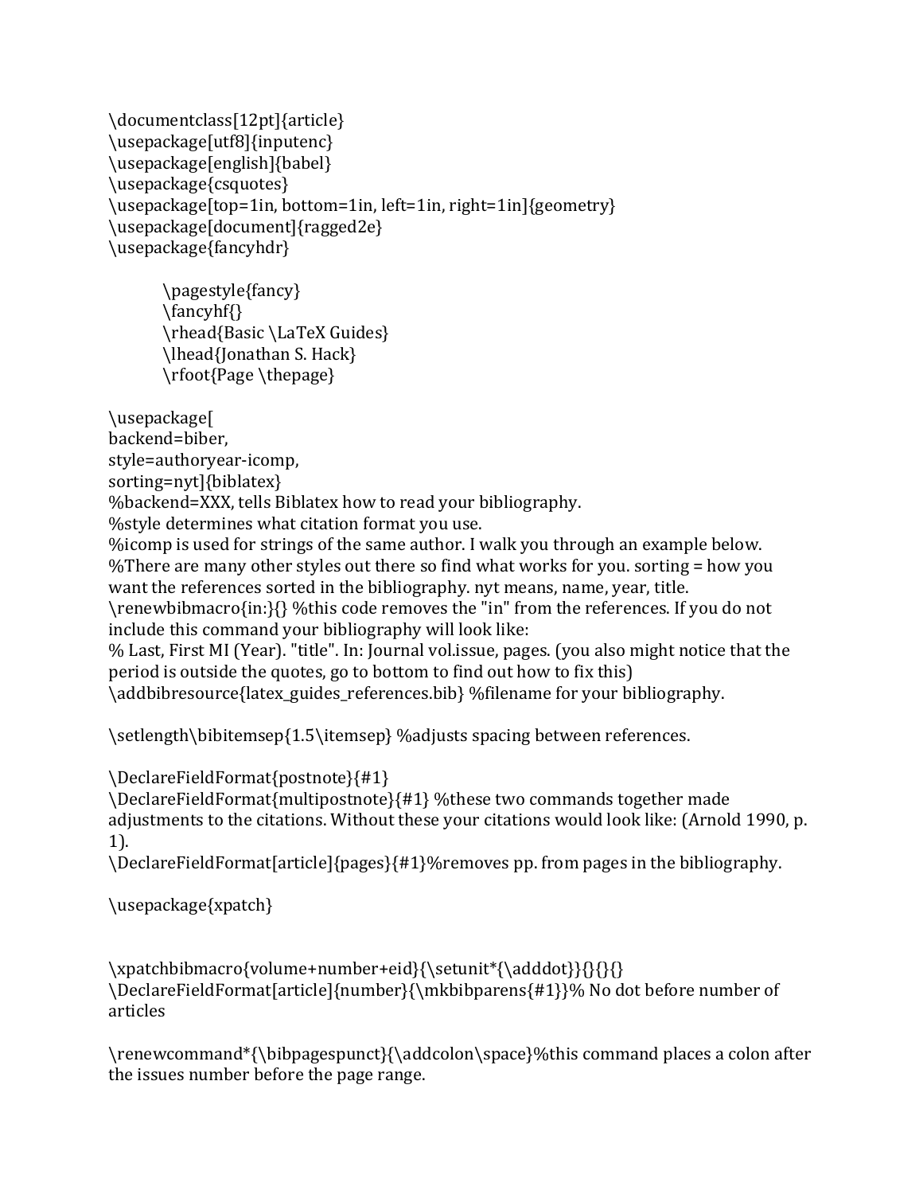```
\documentclass[12pt]{article}
\usepackage[utf8]{inputenc}
\usepackage[english]{babel}
\usepackage{csquotes}
\usepackage[top=1in, bottom=1in, left=1in, right=1in]{geometry}
\usepackage[document]{ragged2e}
\usepackage{fancyhdr}

	\pagestyle{fancy}
	\fancyhf{}
	\rhead{Basic \LaTeX Guides}
	\lhead{Jonathan S. Hack}
	\rfoot{Page \thepage}

\usepackage[
backend=biber,
style=authoryear-icomp,
sorting=nyt]{biblatex}
%backend=XXX, tells Biblatex how to read your bibliography.
%style determines what citation format you use.
%icomp is used for strings of the same author. I walk you through an example below.
%There are many other styles out there so find what works for you. sorting = how you want the references sorted in the bibliography. nyt means, name, year, title.
\renewbibmacro{in:}{} %this code removes the "in" from the references. If you do not include this command your bibliography will look like:
% Last, First MI (Year). "title". In: Journal vol.issue, pages. (you also might notice that the period is outside the quotes, go to bottom to find out how to fix this)
\addbibresource{latex_guides_references.bib} %filename for your bibliography.

\setlength\bibitemsep{1.5\itemsep} %adjusts spacing between references.

\DeclareFieldFormat{postnote}{#1}
\DeclareFieldFormat{multipostnote}{#1} %these two commands together made adjustments to the citations. Without these your citations would look like: (Arnold 1990, p. 1).
\DeclareFieldFormat[article]{pages}{#1}%removes pp. from pages in the bibliography.

\usepackage{xpatch}


\xpatchbibmacro{volume+number+eid}{\setunit*{\adddot}}{}{}{}
\DeclareFieldFormat[article]{number}{\mkbibparens{#1}}% No dot before number of articles

\renewcommand*{\bibpagespunct}{\addcolon\space}%this command places a colon after the issues number before the page range.
```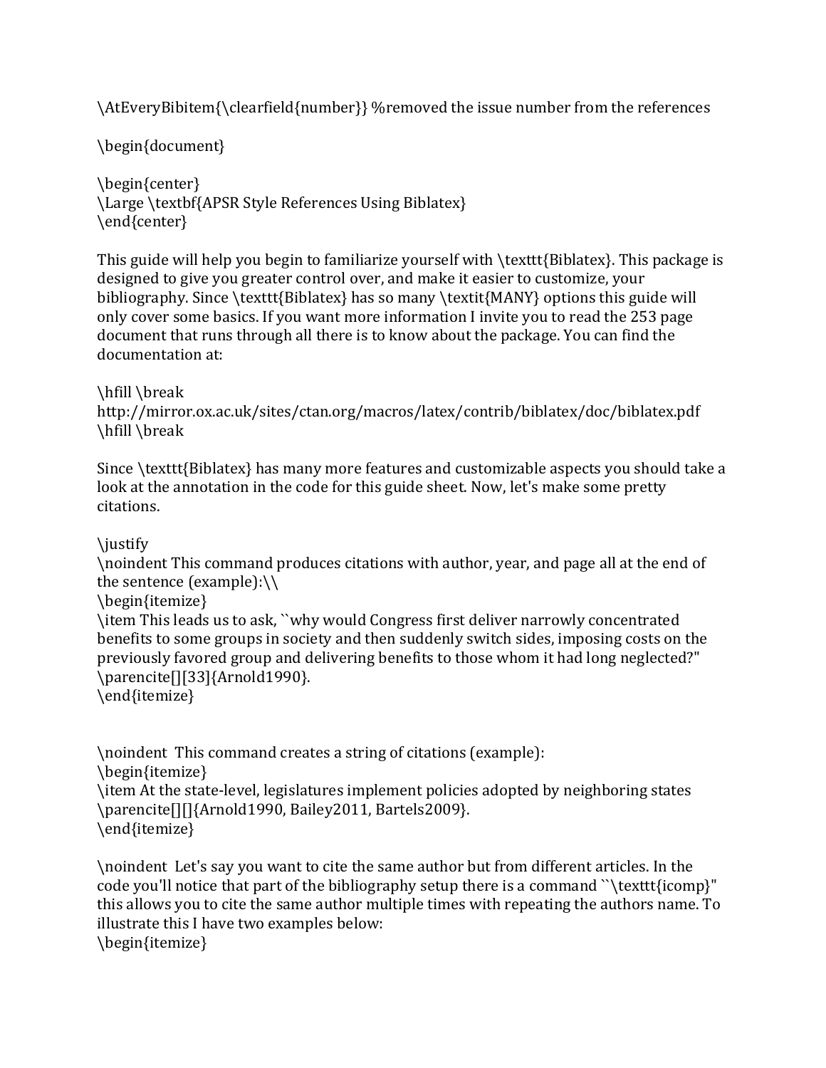\AtEveryBibitem{\clearfield{number}} %removed the issue number from the references

\begin{document}

\begin{center}
\Large \textbf{APSR Style References Using Biblatex}
\end{center}

This guide will help you begin to familiarize yourself with \texttt{Biblatex}. This package is designed to give you greater control over, and make it easier to customize, your bibliography. Since \texttt{Biblatex} has so many \textit{MANY} options this guide will only cover some basics. If you want more information I invite you to read the 253 page document that runs through all there is to know about the package. You can find the documentation at:

\hfill \break
http://mirror.ox.ac.uk/sites/ctan.org/macros/latex/contrib/biblatex/doc/biblatex.pdf
\hfill \break

Since \texttt{Biblatex} has many more features and customizable aspects you should take a look at the annotation in the code for this guide sheet. Now, let's make some pretty citations.

\justify
\noindent This command produces citations with author, year, and page all at the end of the sentence (example):\\
\begin{itemize}
\item This leads us to ask, ``why would Congress first deliver narrowly concentrated benefits to some groups in society and then suddenly switch sides, imposing costs on the previously favored group and delivering benefits to those whom it had long neglected?" \parencite[][33]{Arnold1990}.
\end{itemize}

\noindent This command creates a string of citations (example):
\begin{itemize}
\item At the state-level, legislatures implement policies adopted by neighboring states \parencite[][]{Arnold1990, Bailey2011, Bartels2009}.
\end{itemize}

\noindent Let's say you want to cite the same author but from different articles. In the code you'll notice that part of the bibliography setup there is a command ``\texttt{icomp}" this allows you to cite the same author multiple times with repeating the authors name. To illustrate this I have two examples below:
\begin{itemize}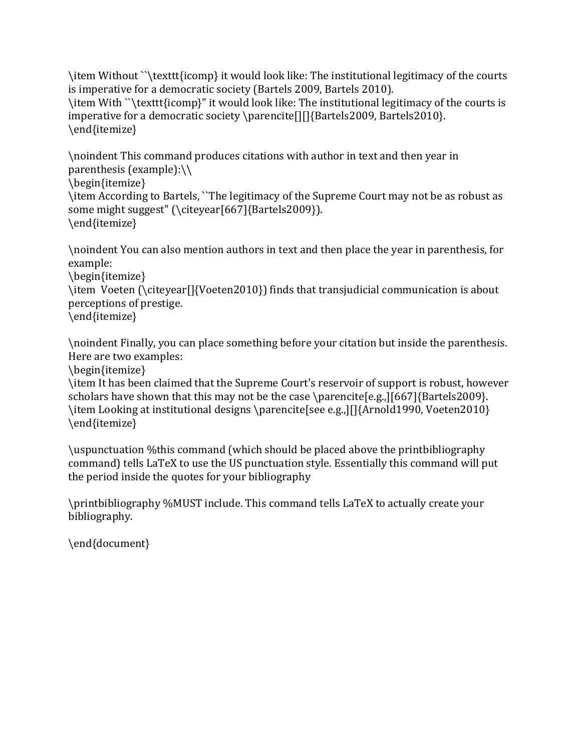\item Without ``\texttt{icomp} it would look like: The institutional legitimacy of the courts is imperative for a democratic society (Bartels 2009, Bartels 2010).
\item With ``\texttt{icomp}" it would look like: The institutional legitimacy of the courts is imperative for a democratic society \parencite[][]{Bartels2009, Bartels2010}.
\end{itemize}

\noindent This command produces citations with author in text and then year in parenthesis (example):\\
\begin{itemize}
\item According to Bartels, ``The legitimacy of the Supreme Court may not be as robust as some might suggest" (\citeyear[667]{Bartels2009}).
\end{itemize}

\noindent You can also mention authors in text and then place the year in parenthesis, for example:
\begin{itemize}
\item Voeten (\citeyear[]{Voeten2010}) finds that transjudicial communication is about perceptions of prestige.
\end{itemize}

\noindent Finally, you can place something before your citation but inside the parenthesis. Here are two examples:
\begin{itemize}
\item It has been claimed that the Supreme Court's reservoir of support is robust, however scholars have shown that this may not be the case \parencite[e.g.,][667]{Bartels2009}.
\item Looking at institutional designs \parencite[see e.g.,][]{Arnold1990, Voeten2010}
\end{itemize}

\uspunctuation %this command (which should be placed above the printbibliography command) tells LaTeX to use the US punctuation style. Essentially this command will put the period inside the quotes for your bibliography

\printbibliography %MUST include. This command tells LaTeX to actually create your bibliography.

\end{document}